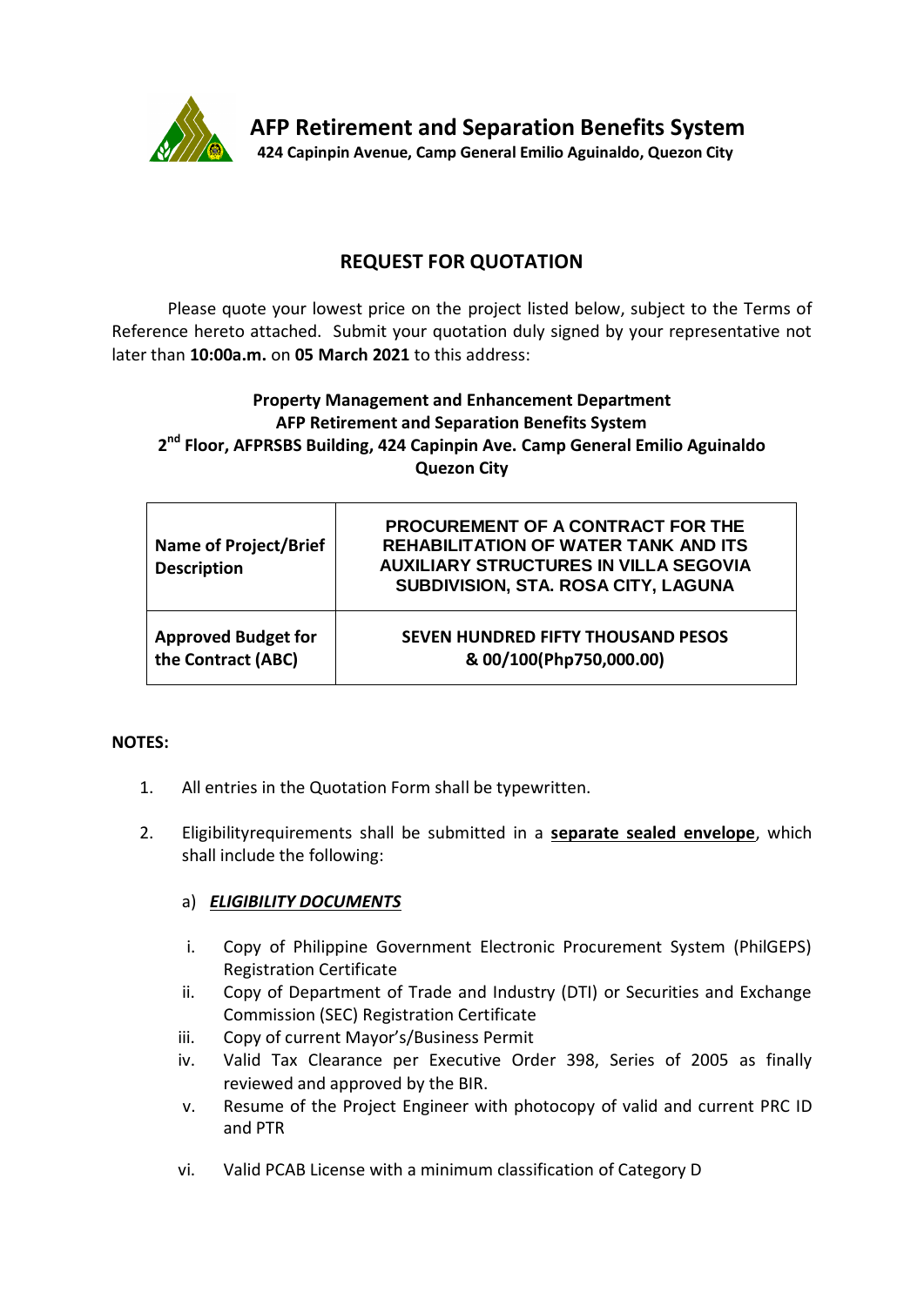**AFP Retirement and Separation Benefits System**
**424 Capinpin Avenue, Camp General Emilio Aguinaldo, Quezon City**

# REQUEST FOR QUOTATION

Please quote your lowest price on the project listed below, subject to the Terms of Reference hereto attached. Submit your quotation duly signed by your representative not later than **10:00a.m.** on **05 March 2021** to this address:

**Property Management and Enhancement Department**
**AFP Retirement and Separation Benefits System**
**2nd Floor, AFPRSBS Building, 424 Capinpin Ave. Camp General Emilio Aguinaldo**
**Quezon City**

| | |
|---|---|
| **Name of Project/Brief Description** | **PROCUREMENT OF A CONTRACT FOR THE REHABILITATION OF WATER TANK AND ITS AUXILIARY STRUCTURES IN VILLA SEGOVIA SUBDIVISION, STA. ROSA CITY, LAGUNA** |
| **Approved Budget for the Contract (ABC)** | **SEVEN HUNDRED FIFTY THOUSAND PESOS & 00/100(Php750,000.00)** |

**NOTES:**

1. All entries in the Quotation Form shall be typewritten.
2. Eligibilityrequirements shall be submitted in a **separate sealed envelope**, which shall include the following:

   a) ***ELIGIBILITY DOCUMENTS***

   i. Copy of Philippine Government Electronic Procurement System (PhilGEPS) Registration Certificate
   ii. Copy of Department of Trade and Industry (DTI) or Securities and Exchange Commission (SEC) Registration Certificate
   iii. Copy of current Mayor's/Business Permit
   iv. Valid Tax Clearance per Executive Order 398, Series of 2005 as finally reviewed and approved by the BIR.
   v. Resume of the Project Engineer with photocopy of valid and current PRC ID and PTR
   vi. Valid PCAB License with a minimum classification of Category D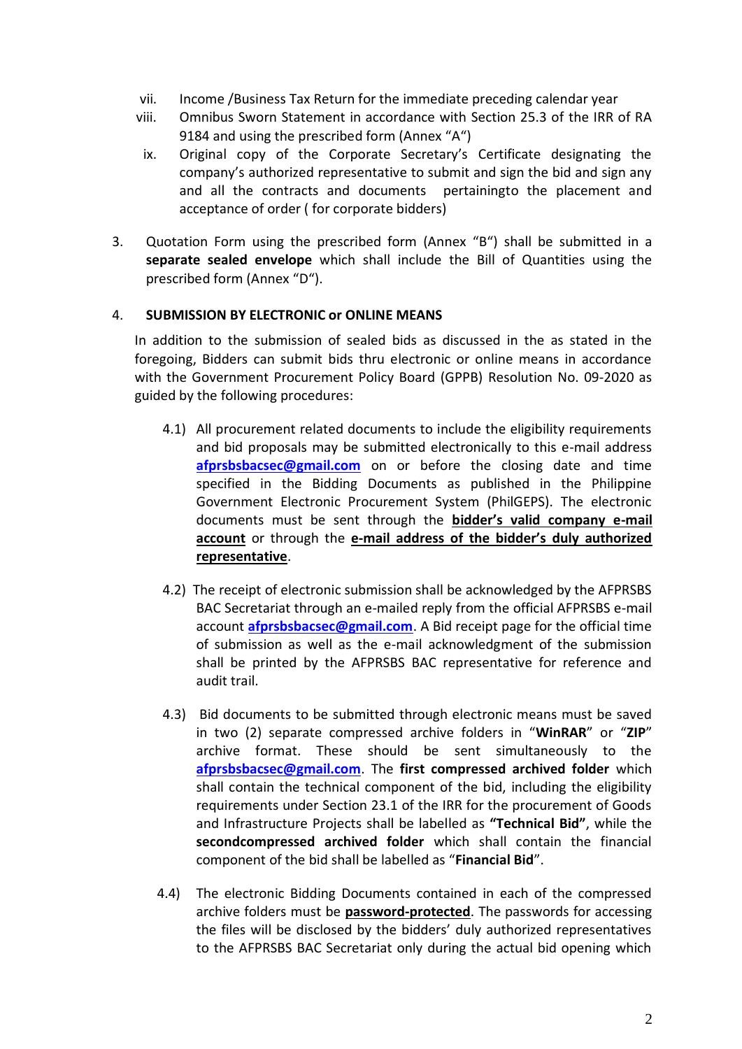vii. Income /Business Tax Return for the immediate preceding calendar year

viii. Omnibus Sworn Statement in accordance with Section 25.3 of the IRR of RA 9184 and using the prescribed form (Annex "A")

ix. Original copy of the Corporate Secretary's Certificate designating the company's authorized representative to submit and sign the bid and sign any and all the contracts and documents pertainingto the placement and acceptance of order ( for corporate bidders)

3. Quotation Form using the prescribed form (Annex "B") shall be submitted in a **separate sealed envelope** which shall include the Bill of Quantities using the prescribed form (Annex "D").

4. **SUBMISSION BY ELECTRONIC or ONLINE MEANS**

In addition to the submission of sealed bids as discussed in the as stated in the foregoing, Bidders can submit bids thru electronic or online means in accordance with the Government Procurement Policy Board (GPPB) Resolution No. 09-2020 as guided by the following procedures:

4.1) All procurement related documents to include the eligibility requirements and bid proposals may be submitted electronically to this e-mail address **afprsbsbacsec@gmail.com** on or before the closing date and time specified in the Bidding Documents as published in the Philippine Government Electronic Procurement System (PhilGEPS). The electronic documents must be sent through the **bidder's valid company e-mail account** or through the **e-mail address of the bidder's duly authorized representative**.

4.2) The receipt of electronic submission shall be acknowledged by the AFPRSBS BAC Secretariat through an e-mailed reply from the official AFPRSBS e-mail account **afprsbsbacsec@gmail.com**. A Bid receipt page for the official time of submission as well as the e-mail acknowledgment of the submission shall be printed by the AFPRSBS BAC representative for reference and audit trail.

4.3) Bid documents to be submitted through electronic means must be saved in two (2) separate compressed archive folders in "**WinRAR**" or "**ZIP**" archive format. These should be sent simultaneously to the **afprsbsbacsec@gmail.com**. The **first compressed archived folder** which shall contain the technical component of the bid, including the eligibility requirements under Section 23.1 of the IRR for the procurement of Goods and Infrastructure Projects shall be labelled as **"Technical Bid"**, while the **secondcompressed archived folder** which shall contain the financial component of the bid shall be labelled as "**Financial Bid**".

4.4) The electronic Bidding Documents contained in each of the compressed archive folders must be **password-protected**. The passwords for accessing the files will be disclosed by the bidders' duly authorized representatives to the AFPRSBS BAC Secretariat only during the actual bid opening which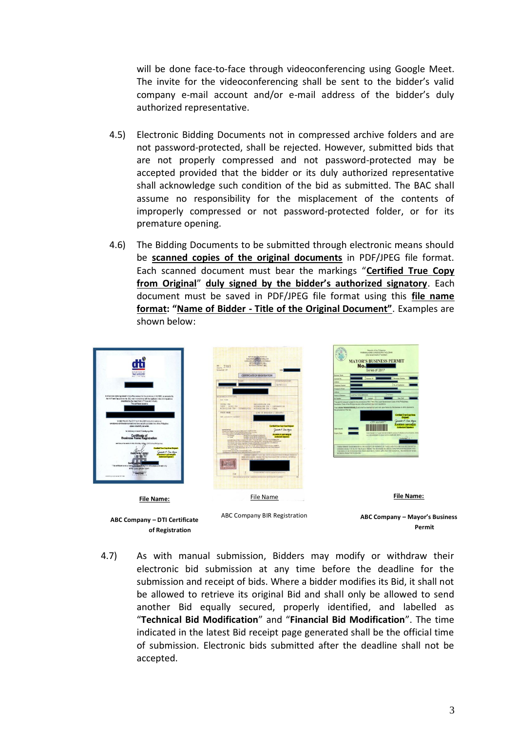will be done face-to-face through videoconferencing using Google Meet. The invite for the videoconferencing shall be sent to the bidder's valid company e-mail account and/or e-mail address of the bidder's duly authorized representative.

4.5) Electronic Bidding Documents not in compressed archive folders and are not password-protected, shall be rejected. However, submitted bids that are not properly compressed and not password-protected may be accepted provided that the bidder or its duly authorized representative shall acknowledge such condition of the bid as submitted. The BAC shall assume no responsibility for the misplacement of the contents of improperly compressed or not password-protected folder, or for its premature opening.

4.6) The Bidding Documents to be submitted through electronic means should be **scanned copies of the original documents** in PDF/JPEG file format. Each scanned document must bear the markings "**Certified True Copy from Original**" **duly signed by the bidder's authorized signatory**. Each document must be saved in PDF/JPEG file format using this **file name format**: **"Name of Bidder - Title of the Original Document"**. Examples are shown below:

**File Name:**

**ABC Company – DTI Certificate of Registration**

File Name

ABC Company BIR Registration

**File Name:**

**ABC Company – Mayor's Business Permit**

4.7) As with manual submission, Bidders may modify or withdraw their electronic bid submission at any time before the deadline for the submission and receipt of bids. Where a bidder modifies its Bid, it shall not be allowed to retrieve its original Bid and shall only be allowed to send another Bid equally secured, properly identified, and labelled as "**Technical Bid Modification**" and "**Financial Bid Modification**". The time indicated in the latest Bid receipt page generated shall be the official time of submission. Electronic bids submitted after the deadline shall not be accepted.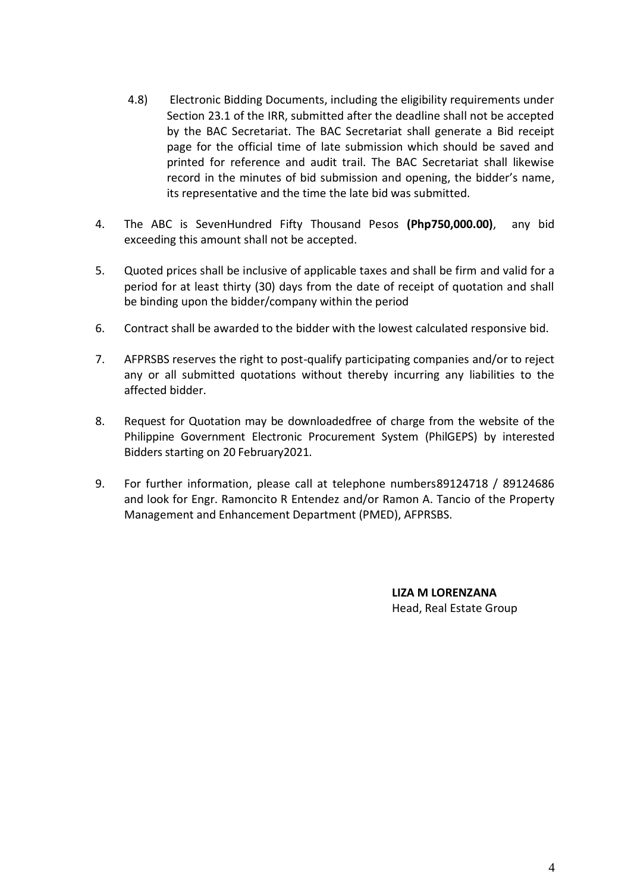4.8) Electronic Bidding Documents, including the eligibility requirements under Section 23.1 of the IRR, submitted after the deadline shall not be accepted by the BAC Secretariat. The BAC Secretariat shall generate a Bid receipt page for the official time of late submission which should be saved and printed for reference and audit trail. The BAC Secretariat shall likewise record in the minutes of bid submission and opening, the bidder's name, its representative and the time the late bid was submitted.

4. The ABC is SevenHundred Fifty Thousand Pesos **(Php750,000.00)**, any bid exceeding this amount shall not be accepted.

5. Quoted prices shall be inclusive of applicable taxes and shall be firm and valid for a period for at least thirty (30) days from the date of receipt of quotation and shall be binding upon the bidder/company within the period

6. Contract shall be awarded to the bidder with the lowest calculated responsive bid.

7. AFPRSBS reserves the right to post-qualify participating companies and/or to reject any or all submitted quotations without thereby incurring any liabilities to the affected bidder.

8. Request for Quotation may be downloadedfree of charge from the website of the Philippine Government Electronic Procurement System (PhilGEPS) by interested Bidders starting on 20 February2021.

9. For further information, please call at telephone numbers89124718 / 89124686 and look for Engr. Ramoncito R Entendez and/or Ramon A. Tancio of the Property Management and Enhancement Department (PMED), AFPRSBS.

**LIZA M LORENZANA**
Head, Real Estate Group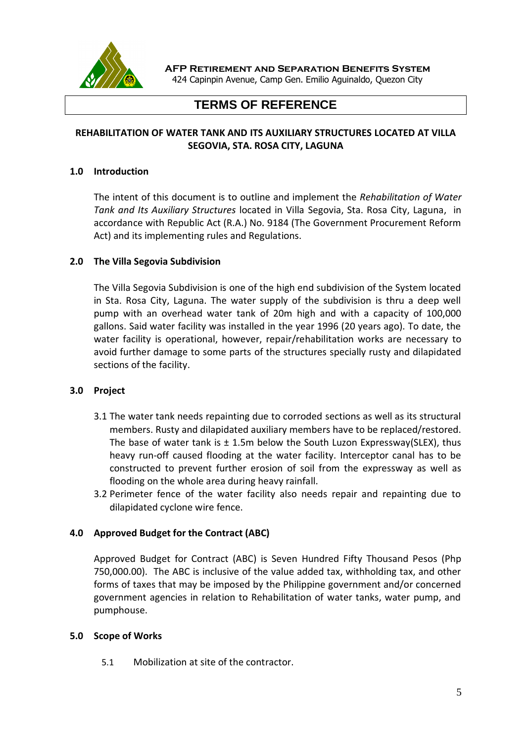**AFP Retirement and Separation Benefits System**
424 Capinpin Avenue, Camp Gen. Emilio Aguinaldo, Quezon City

# TERMS OF REFERENCE

**REHABILITATION OF WATER TANK AND ITS AUXILIARY STRUCTURES LOCATED AT VILLA SEGOVIA, STA. ROSA CITY, LAGUNA**

## 1.0 Introduction

The intent of this document is to outline and implement the *Rehabilitation of Water Tank and Its Auxiliary Structures* located in Villa Segovia, Sta. Rosa City, Laguna, in accordance with Republic Act (R.A.) No. 9184 (The Government Procurement Reform Act) and its implementing rules and Regulations.

## 2.0 The Villa Segovia Subdivision

The Villa Segovia Subdivision is one of the high end subdivision of the System located in Sta. Rosa City, Laguna. The water supply of the subdivision is thru a deep well pump with an overhead water tank of 20m high and with a capacity of 100,000 gallons. Said water facility was installed in the year 1996 (20 years ago). To date, the water facility is operational, however, repair/rehabilitation works are necessary to avoid further damage to some parts of the structures specially rusty and dilapidated sections of the facility.

## 3.0 Project

3.1 The water tank needs repainting due to corroded sections as well as its structural members. Rusty and dilapidated auxiliary members have to be replaced/restored. The base of water tank is ± 1.5m below the South Luzon Expressway(SLEX), thus heavy run-off caused flooding at the water facility. Interceptor canal has to be constructed to prevent further erosion of soil from the expressway as well as flooding on the whole area during heavy rainfall.

3.2 Perimeter fence of the water facility also needs repair and repainting due to dilapidated cyclone wire fence.

## 4.0 Approved Budget for the Contract (ABC)

Approved Budget for Contract (ABC) is Seven Hundred Fifty Thousand Pesos (Php 750,000.00). The ABC is inclusive of the value added tax, withholding tax, and other forms of taxes that may be imposed by the Philippine government and/or concerned government agencies in relation to Rehabilitation of water tanks, water pump, and pumphouse.

## 5.0 Scope of Works

5.1 Mobilization at site of the contractor.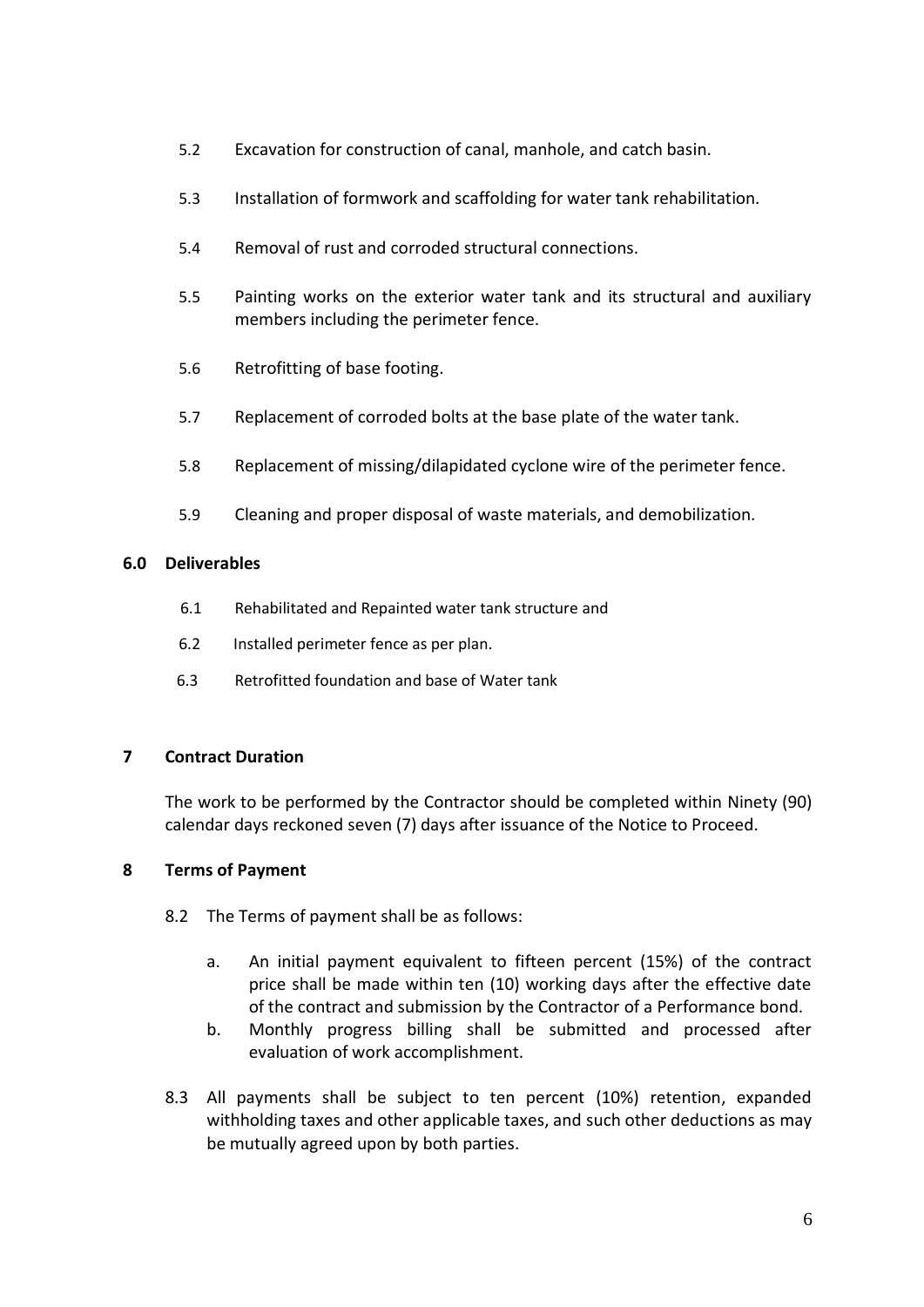5.2 Excavation for construction of canal, manhole, and catch basin.

5.3 Installation of formwork and scaffolding for water tank rehabilitation.

5.4 Removal of rust and corroded structural connections.

5.5 Painting works on the exterior water tank and its structural and auxiliary members including the perimeter fence.

5.6 Retrofitting of base footing.

5.7 Replacement of corroded bolts at the base plate of the water tank.

5.8 Replacement of missing/dilapidated cyclone wire of the perimeter fence.

5.9 Cleaning and proper disposal of waste materials, and demobilization.

## 6.0 Deliverables

6.1 Rehabilitated and Repainted water tank structure and

6.2 Installed perimeter fence as per plan.

6.3 Retrofitted foundation and base of Water tank

## 7 Contract Duration

The work to be performed by the Contractor should be completed within Ninety (90) calendar days reckoned seven (7) days after issuance of the Notice to Proceed.

## 8 Terms of Payment

8.2 The Terms of payment shall be as follows:

a. An initial payment equivalent to fifteen percent (15%) of the contract price shall be made within ten (10) working days after the effective date of the contract and submission by the Contractor of a Performance bond.

b. Monthly progress billing shall be submitted and processed after evaluation of work accomplishment.

8.3 All payments shall be subject to ten percent (10%) retention, expanded withholding taxes and other applicable taxes, and such other deductions as may be mutually agreed upon by both parties.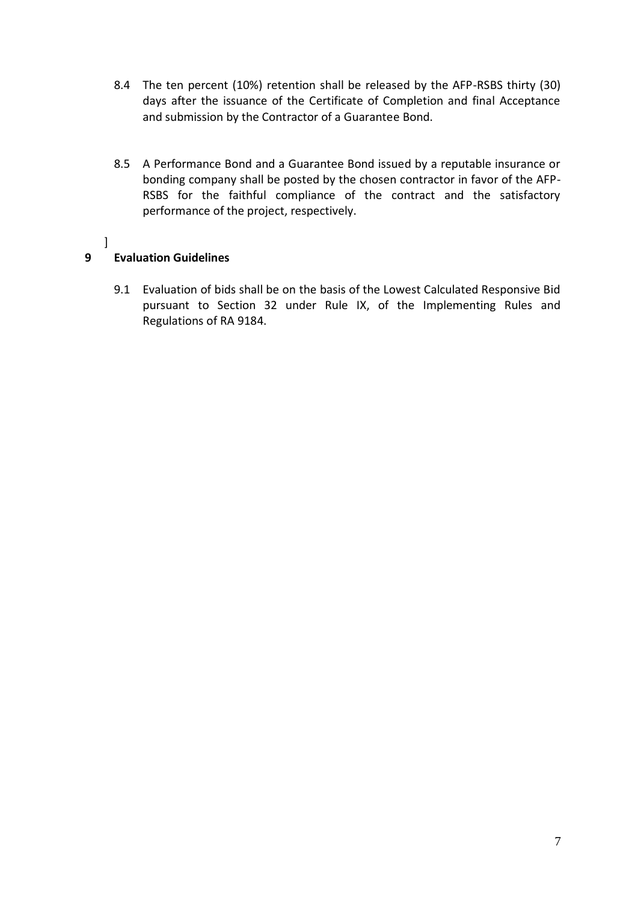8.4 The ten percent (10%) retention shall be released by the AFP-RSBS thirty (30) days after the issuance of the Certificate of Completion and final Acceptance and submission by the Contractor of a Guarantee Bond.

8.5 A Performance Bond and a Guarantee Bond issued by a reputable insurance or bonding company shall be posted by the chosen contractor in favor of the AFP-RSBS for the faithful compliance of the contract and the satisfactory performance of the project, respectively.

]

## 9 Evaluation Guidelines

9.1 Evaluation of bids shall be on the basis of the Lowest Calculated Responsive Bid pursuant to Section 32 under Rule IX, of the Implementing Rules and Regulations of RA 9184.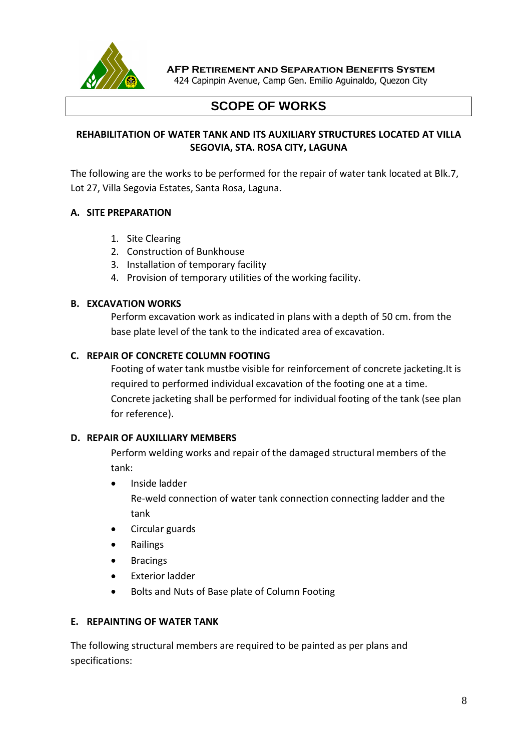**AFP RETIREMENT AND SEPARATION BENEFITS SYSTEM**
424 Capinpin Avenue, Camp Gen. Emilio Aguinaldo, Quezon City

# SCOPE OF WORKS

**REHABILITATION OF WATER TANK AND ITS AUXILIARY STRUCTURES LOCATED AT VILLA SEGOVIA, STA. ROSA CITY, LAGUNA**

The following are the works to be performed for the repair of water tank located at Blk.7, Lot 27, Villa Segovia Estates, Santa Rosa, Laguna.

**A. SITE PREPARATION**

1. Site Clearing
2. Construction of Bunkhouse
3. Installation of temporary facility
4. Provision of temporary utilities of the working facility.

**B. EXCAVATION WORKS**

Perform excavation work as indicated in plans with a depth of 50 cm. from the base plate level of the tank to the indicated area of excavation.

**C. REPAIR OF CONCRETE COLUMN FOOTING**

Footing of water tank mustbe visible for reinforcement of concrete jacketing.It is required to performed individual excavation of the footing one at a time. Concrete jacketing shall be performed for individual footing of the tank (see plan for reference).

**D. REPAIR OF AUXILLIARY MEMBERS**

Perform welding works and repair of the damaged structural members of the tank:

- Inside ladder
  Re-weld connection of water tank connection connecting ladder and the tank
- Circular guards
- Railings
- Bracings
- Exterior ladder
- Bolts and Nuts of Base plate of Column Footing

**E. REPAINTING OF WATER TANK**

The following structural members are required to be painted as per plans and specifications: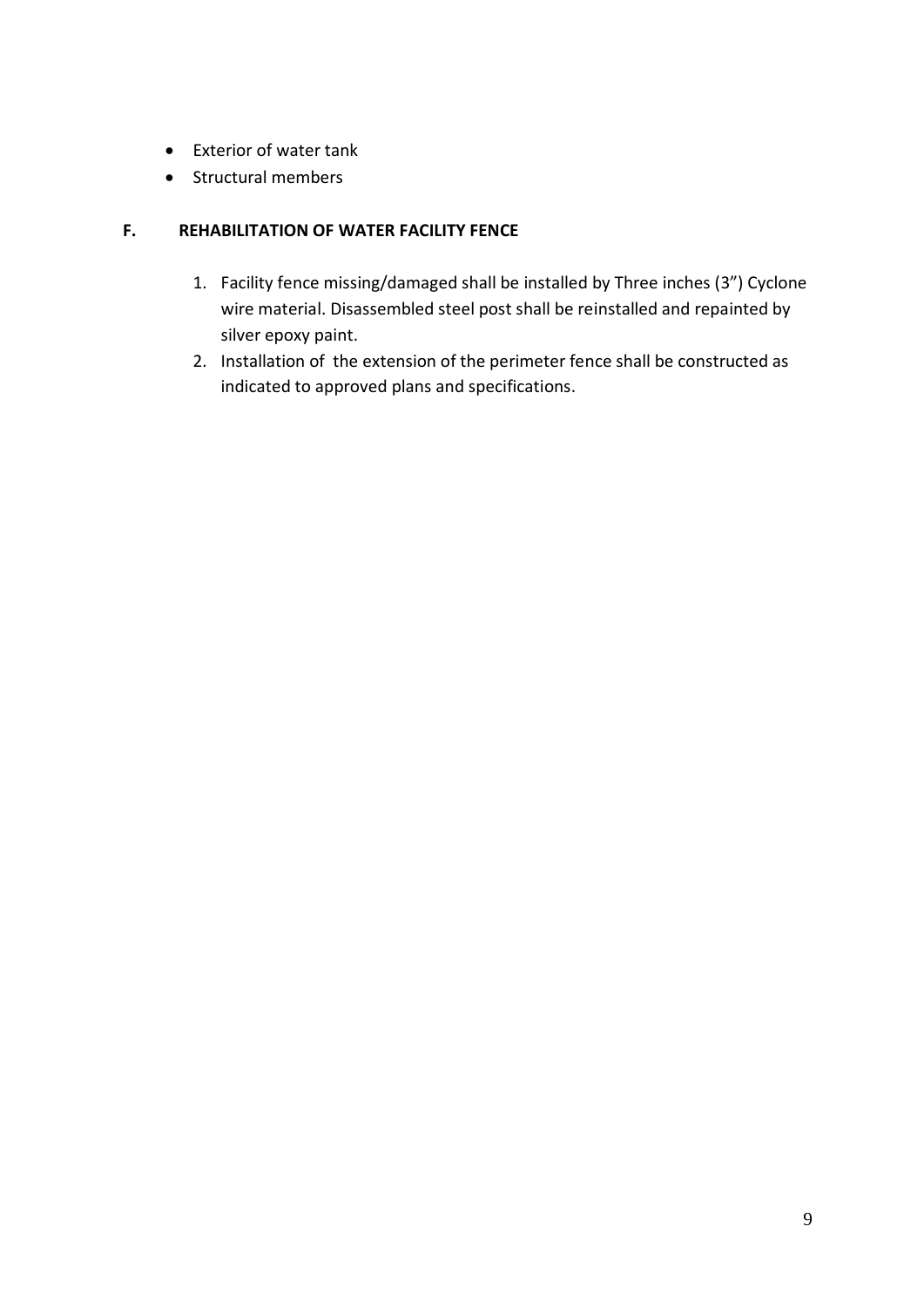- Exterior of water tank
- Structural members

## F. REHABILITATION OF WATER FACILITY FENCE

1. Facility fence missing/damaged shall be installed by Three inches (3") Cyclone wire material. Disassembled steel post shall be reinstalled and repainted by silver epoxy paint.
2. Installation of  the extension of the perimeter fence shall be constructed as indicated to approved plans and specifications.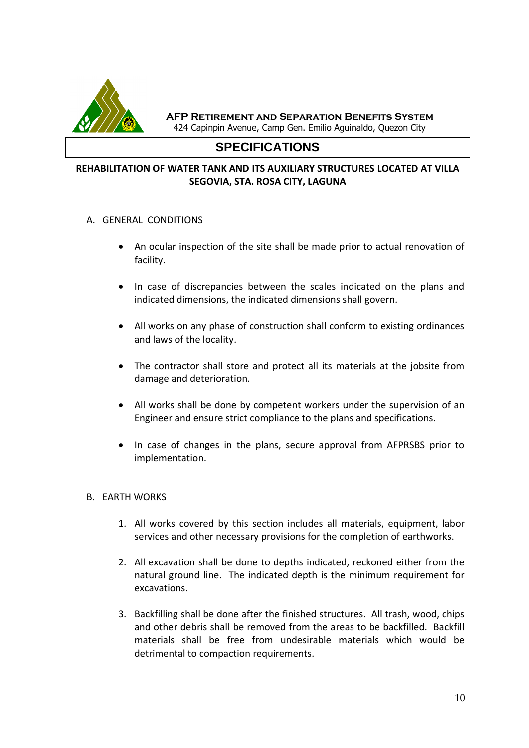**AFP Retirement and Separation Benefits System**
424 Capinpin Avenue, Camp Gen. Emilio Aguinaldo, Quezon City

# SPECIFICATIONS

**REHABILITATION OF WATER TANK AND ITS AUXILIARY STRUCTURES LOCATED AT VILLA SEGOVIA, STA. ROSA CITY, LAGUNA**

A. GENERAL CONDITIONS

- An ocular inspection of the site shall be made prior to actual renovation of facility.
- In case of discrepancies between the scales indicated on the plans and indicated dimensions, the indicated dimensions shall govern.
- All works on any phase of construction shall conform to existing ordinances and laws of the locality.
- The contractor shall store and protect all its materials at the jobsite from damage and deterioration.
- All works shall be done by competent workers under the supervision of an Engineer and ensure strict compliance to the plans and specifications.
- In case of changes in the plans, secure approval from AFPRSBS prior to implementation.

B. EARTH WORKS

1. All works covered by this section includes all materials, equipment, labor services and other necessary provisions for the completion of earthworks.
2. All excavation shall be done to depths indicated, reckoned either from the natural ground line. The indicated depth is the minimum requirement for excavations.
3. Backfilling shall be done after the finished structures. All trash, wood, chips and other debris shall be removed from the areas to be backfilled. Backfill materials shall be free from undesirable materials which would be detrimental to compaction requirements.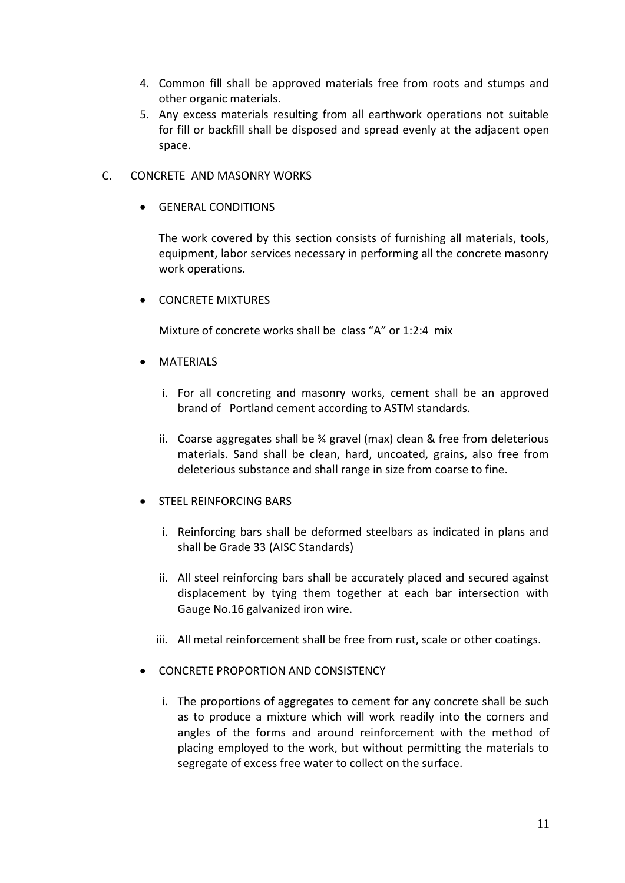4. Common fill shall be approved materials free from roots and stumps and other organic materials.
5. Any excess materials resulting from all earthwork operations not suitable for fill or backfill shall be disposed and spread evenly at the adjacent open space.

C. CONCRETE AND MASONRY WORKS

- GENERAL CONDITIONS

  The work covered by this section consists of furnishing all materials, tools, equipment, labor services necessary in performing all the concrete masonry work operations.

- CONCRETE MIXTURES

  Mixture of concrete works shall be class "A" or 1:2:4 mix

- MATERIALS

  i. For all concreting and masonry works, cement shall be an approved brand of Portland cement according to ASTM standards.

  ii. Coarse aggregates shall be ¾ gravel (max) clean & free from deleterious materials. Sand shall be clean, hard, uncoated, grains, also free from deleterious substance and shall range in size from coarse to fine.

- STEEL REINFORCING BARS

  i. Reinforcing bars shall be deformed steelbars as indicated in plans and shall be Grade 33 (AISC Standards)

  ii. All steel reinforcing bars shall be accurately placed and secured against displacement by tying them together at each bar intersection with Gauge No.16 galvanized iron wire.

  iii. All metal reinforcement shall be free from rust, scale or other coatings.

- CONCRETE PROPORTION AND CONSISTENCY

  i. The proportions of aggregates to cement for any concrete shall be such as to produce a mixture which will work readily into the corners and angles of the forms and around reinforcement with the method of placing employed to the work, but without permitting the materials to segregate of excess free water to collect on the surface.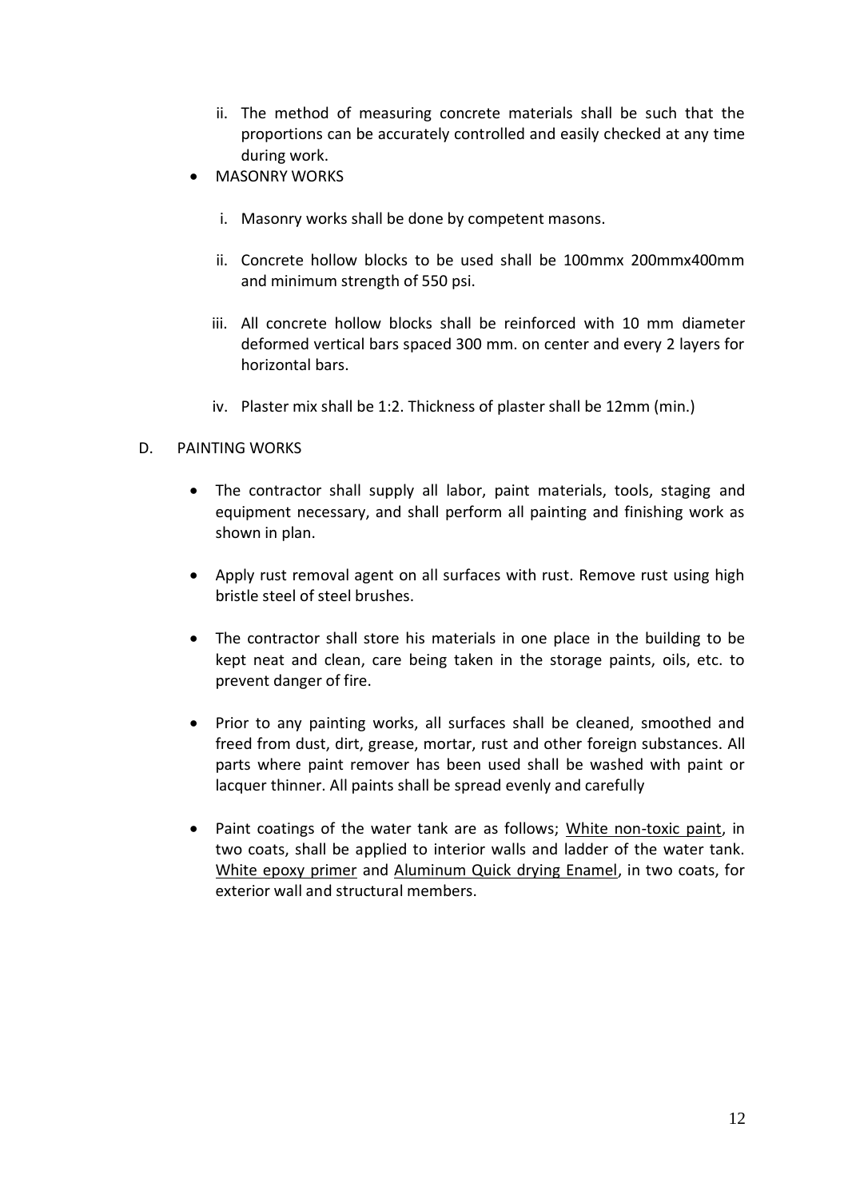ii. The method of measuring concrete materials shall be such that the proportions can be accurately controlled and easily checked at any time during work.

- MASONRY WORKS

  i. Masonry works shall be done by competent masons.

  ii. Concrete hollow blocks to be used shall be 100mmx 200mmx400mm and minimum strength of 550 psi.

  iii. All concrete hollow blocks shall be reinforced with 10 mm diameter deformed vertical bars spaced 300 mm. on center and every 2 layers for horizontal bars.

  iv. Plaster mix shall be 1:2. Thickness of plaster shall be 12mm (min.)

D. PAINTING WORKS

- The contractor shall supply all labor, paint materials, tools, staging and equipment necessary, and shall perform all painting and finishing work as shown in plan.

- Apply rust removal agent on all surfaces with rust. Remove rust using high bristle steel of steel brushes.

- The contractor shall store his materials in one place in the building to be kept neat and clean, care being taken in the storage paints, oils, etc. to prevent danger of fire.

- Prior to any painting works, all surfaces shall be cleaned, smoothed and freed from dust, dirt, grease, mortar, rust and other foreign substances. All parts where paint remover has been used shall be washed with paint or lacquer thinner. All paints shall be spread evenly and carefully

- Paint coatings of the water tank are as follows; <u>White non-toxic paint</u>, in two coats, shall be applied to interior walls and ladder of the water tank. <u>White epoxy primer</u> and <u>Aluminum Quick drying Enamel</u>, in two coats, for exterior wall and structural members.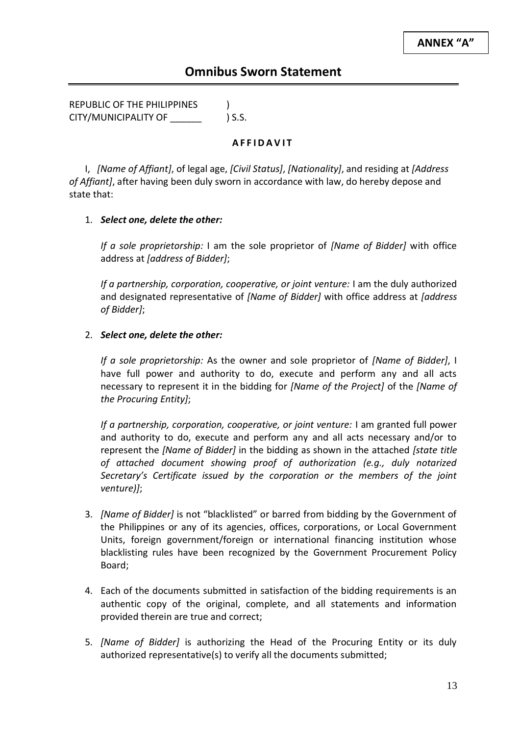**ANNEX "A"**

## Omnibus Sworn Statement

REPUBLIC OF THE PHILIPPINES )
CITY/MUNICIPALITY OF ______ ) S.S.

**A F F I D A V I T**

I, *[Name of Affiant]*, of legal age, *[Civil Status]*, *[Nationality]*, and residing at *[Address of Affiant]*, after having been duly sworn in accordance with law, do hereby depose and state that:

1. ***Select one, delete the other:***

   *If a sole proprietorship:* I am the sole proprietor of *[Name of Bidder]* with office address at *[address of Bidder]*;

   *If a partnership, corporation, cooperative, or joint venture:* I am the duly authorized and designated representative of *[Name of Bidder]* with office address at *[address of Bidder]*;

2. ***Select one, delete the other:***

   *If a sole proprietorship:* As the owner and sole proprietor of *[Name of Bidder]*, I have full power and authority to do, execute and perform any and all acts necessary to represent it in the bidding for *[Name of the Project]* of the *[Name of the Procuring Entity]*;

   *If a partnership, corporation, cooperative, or joint venture:* I am granted full power and authority to do, execute and perform any and all acts necessary and/or to represent the *[Name of Bidder]* in the bidding as shown in the attached *[state title of attached document showing proof of authorization (e.g., duly notarized Secretary's Certificate issued by the corporation or the members of the joint venture)]*;

3. *[Name of Bidder]* is not "blacklisted" or barred from bidding by the Government of the Philippines or any of its agencies, offices, corporations, or Local Government Units, foreign government/foreign or international financing institution whose blacklisting rules have been recognized by the Government Procurement Policy Board;

4. Each of the documents submitted in satisfaction of the bidding requirements is an authentic copy of the original, complete, and all statements and information provided therein are true and correct;

5. *[Name of Bidder]* is authorizing the Head of the Procuring Entity or its duly authorized representative(s) to verify all the documents submitted;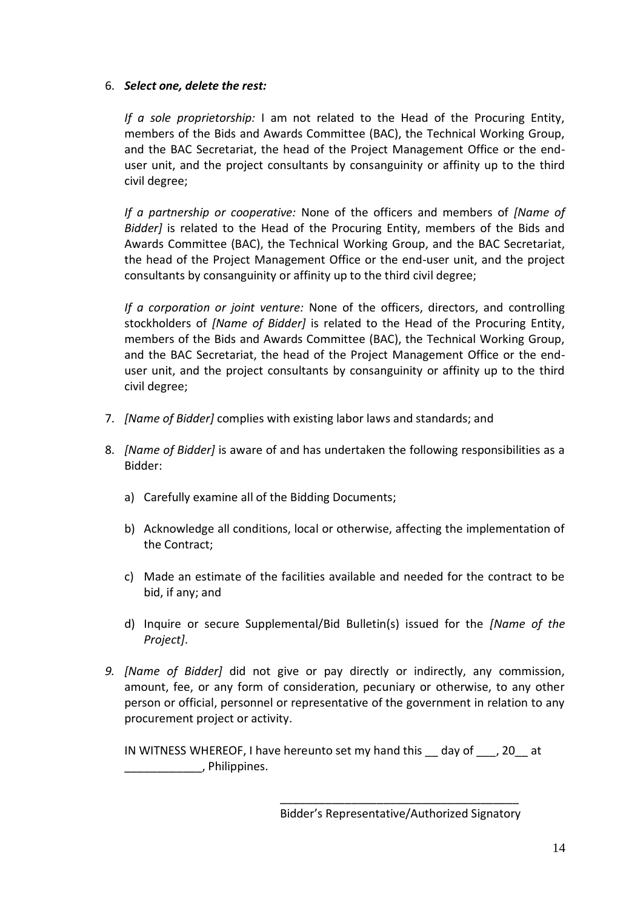6. ***Select one, delete the rest:***

   *If a sole proprietorship:* I am not related to the Head of the Procuring Entity, members of the Bids and Awards Committee (BAC), the Technical Working Group, and the BAC Secretariat, the head of the Project Management Office or the end-user unit, and the project consultants by consanguinity or affinity up to the third civil degree;

   *If a partnership or cooperative:* None of the officers and members of *[Name of Bidder]* is related to the Head of the Procuring Entity, members of the Bids and Awards Committee (BAC), the Technical Working Group, and the BAC Secretariat, the head of the Project Management Office or the end-user unit, and the project consultants by consanguinity or affinity up to the third civil degree;

   *If a corporation or joint venture:* None of the officers, directors, and controlling stockholders of *[Name of Bidder]* is related to the Head of the Procuring Entity, members of the Bids and Awards Committee (BAC), the Technical Working Group, and the BAC Secretariat, the head of the Project Management Office or the end-user unit, and the project consultants by consanguinity or affinity up to the third civil degree;

7. *[Name of Bidder]* complies with existing labor laws and standards; and

8. *[Name of Bidder]* is aware of and has undertaken the following responsibilities as a Bidder:

   a) Carefully examine all of the Bidding Documents;

   b) Acknowledge all conditions, local or otherwise, affecting the implementation of the Contract;

   c) Made an estimate of the facilities available and needed for the contract to be bid, if any; and

   d) Inquire or secure Supplemental/Bid Bulletin(s) issued for the *[Name of the Project]*.

*9. [Name of Bidder]* did not give or pay directly or indirectly, any commission, amount, fee, or any form of consideration, pecuniary or otherwise, to any other person or official, personnel or representative of the government in relation to any procurement project or activity.

IN WITNESS WHEREOF, I have hereunto set my hand this __ day of ___, 20__ at ____________, Philippines.

_______________________________________
Bidder's Representative/Authorized Signatory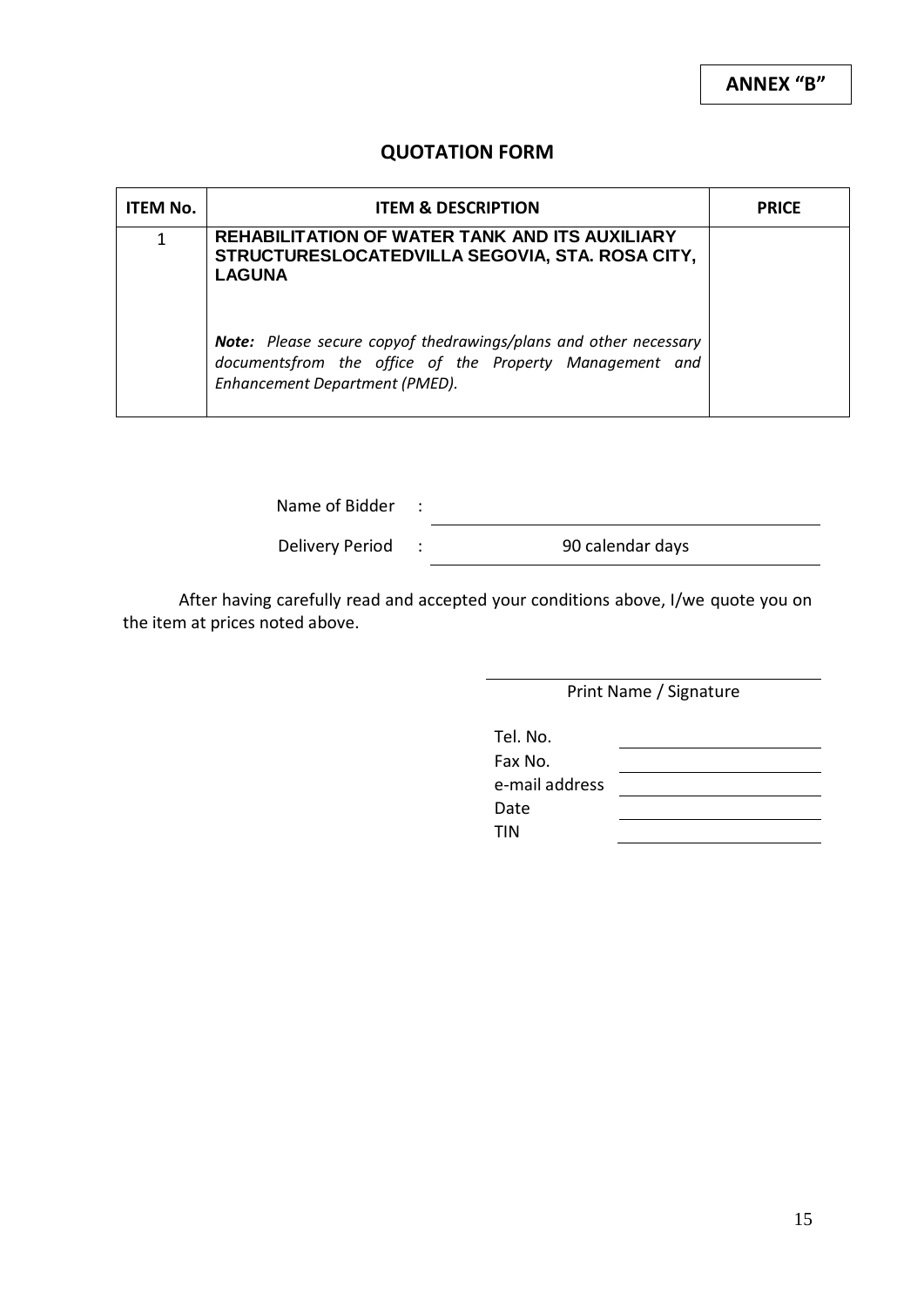**ANNEX "B"**

## QUOTATION FORM

| ITEM No. | ITEM & DESCRIPTION | PRICE |
|---|---|---|
| 1 | **REHABILITATION OF WATER TANK AND ITS AUXILIARY STRUCTURESLOCATEDVILLA SEGOVIA, STA. ROSA CITY, LAGUNA**<br><br>***Note:*** *Please secure copyof thedrawings/plans and other necessary documentsfrom the office of the Property Management and Enhancement Department (PMED).* | |

Name of Bidder : \_\_\_\_\_\_\_\_\_\_\_\_\_\_\_\_\_\_\_\_\_\_\_\_\_\_\_\_\_\_

Delivery Period : 90 calendar days

After having carefully read and accepted your conditions above, I/we quote you on the item at prices noted above.

\_\_\_\_\_\_\_\_\_\_\_\_\_\_\_\_\_\_\_\_\_\_\_\_\_\_\_\_\_\_
Print Name / Signature

Tel. No. \_\_\_\_\_\_\_\_\_\_\_\_\_\_\_\_\_\_\_\_

Fax No. \_\_\_\_\_\_\_\_\_\_\_\_\_\_\_\_\_\_\_\_

e-mail address \_\_\_\_\_\_\_\_\_\_\_\_\_\_\_\_\_\_\_\_

Date \_\_\_\_\_\_\_\_\_\_\_\_\_\_\_\_\_\_\_\_

TIN \_\_\_\_\_\_\_\_\_\_\_\_\_\_\_\_\_\_\_\_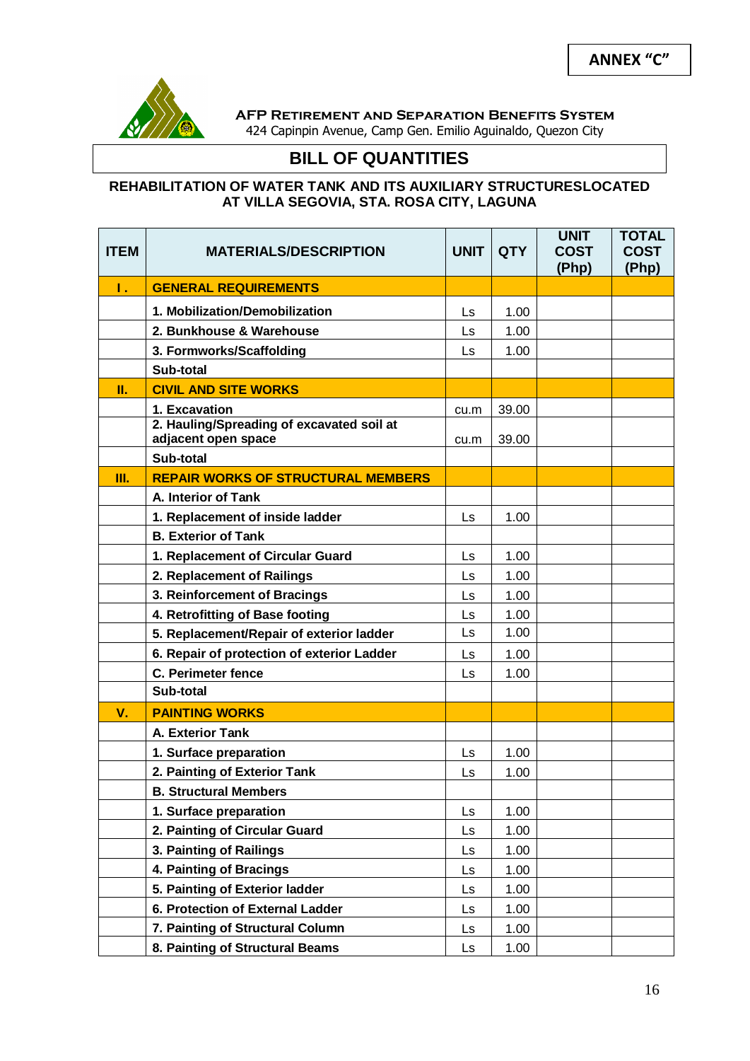**ANNEX "C"**

**AFP RETIREMENT AND SEPARATION BENEFITS SYSTEM**
424 Capinpin Avenue, Camp Gen. Emilio Aguinaldo, Quezon City

# BILL OF QUANTITIES

**REHABILITATION OF WATER TANK AND ITS AUXILIARY STRUCTURESLOCATED AT VILLA SEGOVIA, STA. ROSA CITY, LAGUNA**

| ITEM | MATERIALS/DESCRIPTION | UNIT | QTY | UNIT COST (Php) | TOTAL COST (Php) |
|---|---|---|---|---|---|
| **I .** | **GENERAL REQUIREMENTS** | | | | |
| | **1. Mobilization/Demobilization** | Ls | 1.00 | | |
| | **2. Bunkhouse & Warehouse** | Ls | 1.00 | | |
| | **3. Formworks/Scaffolding** | Ls | 1.00 | | |
| | **Sub-total** | | | | |
| **II.** | **CIVIL AND SITE WORKS** | | | | |
| | **1. Excavation** | cu.m | 39.00 | | |
| | **2. Hauling/Spreading of excavated soil at adjacent open space** | cu.m | 39.00 | | |
| | **Sub-total** | | | | |
| **III.** | **REPAIR WORKS OF STRUCTURAL MEMBERS** | | | | |
| | **A. Interior of Tank** | | | | |
| | **1. Replacement of inside ladder** | Ls | 1.00 | | |
| | **B. Exterior of Tank** | | | | |
| | **1. Replacement of Circular Guard** | Ls | 1.00 | | |
| | **2. Replacement of Railings** | Ls | 1.00 | | |
| | **3. Reinforcement of Bracings** | Ls | 1.00 | | |
| | **4. Retrofitting of Base footing** | Ls | 1.00 | | |
| | **5. Replacement/Repair of exterior ladder** | Ls | 1.00 | | |
| | **6. Repair of protection of exterior Ladder** | Ls | 1.00 | | |
| | **C. Perimeter fence** | Ls | 1.00 | | |
| | **Sub-total** | | | | |
| **V.** | **PAINTING WORKS** | | | | |
| | **A. Exterior Tank** | | | | |
| | **1. Surface preparation** | Ls | 1.00 | | |
| | **2. Painting of Exterior Tank** | Ls | 1.00 | | |
| | **B. Structural Members** | | | | |
| | **1. Surface preparation** | Ls | 1.00 | | |
| | **2. Painting of Circular Guard** | Ls | 1.00 | | |
| | **3. Painting of Railings** | Ls | 1.00 | | |
| | **4. Painting of Bracings** | Ls | 1.00 | | |
| | **5. Painting of Exterior ladder** | Ls | 1.00 | | |
| | **6. Protection of External Ladder** | Ls | 1.00 | | |
| | **7. Painting of Structural Column** | Ls | 1.00 | | |
| | **8. Painting of Structural Beams** | Ls | 1.00 | | |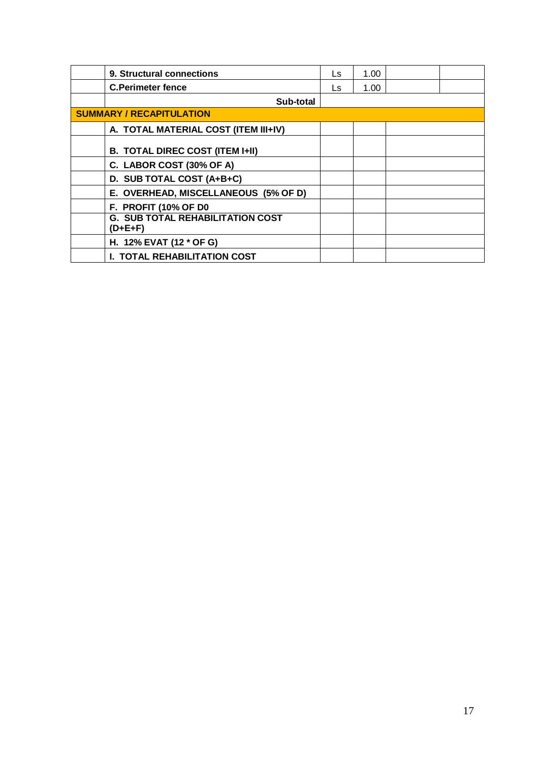| | | | | | |
|---|---|---|---|---|---|
| | **9. Structural connections** | Ls | 1.00 | | |
| | **C.Perimeter fence** | Ls | 1.00 | | |
| | **Sub-total** | | | | |
| **SUMMARY / RECAPITULATION** | | | | | |
| | **A. TOTAL MATERIAL COST (ITEM III+IV)** | | | | |
| | **B. TOTAL DIREC COST (ITEM I+II)** | | | | |
| | **C. LABOR COST (30% OF A)** | | | | |
| | **D. SUB TOTAL COST (A+B+C)** | | | | |
| | **E. OVERHEAD, MISCELLANEOUS (5% OF D)** | | | | |
| | **F. PROFIT (10% OF D0** | | | | |
| | **G. SUB TOTAL REHABILITATION COST (D+E+F)** | | | | |
| | **H. 12% EVAT (12 * OF G)** | | | | |
| | **I. TOTAL REHABILITATION COST** | | | | |